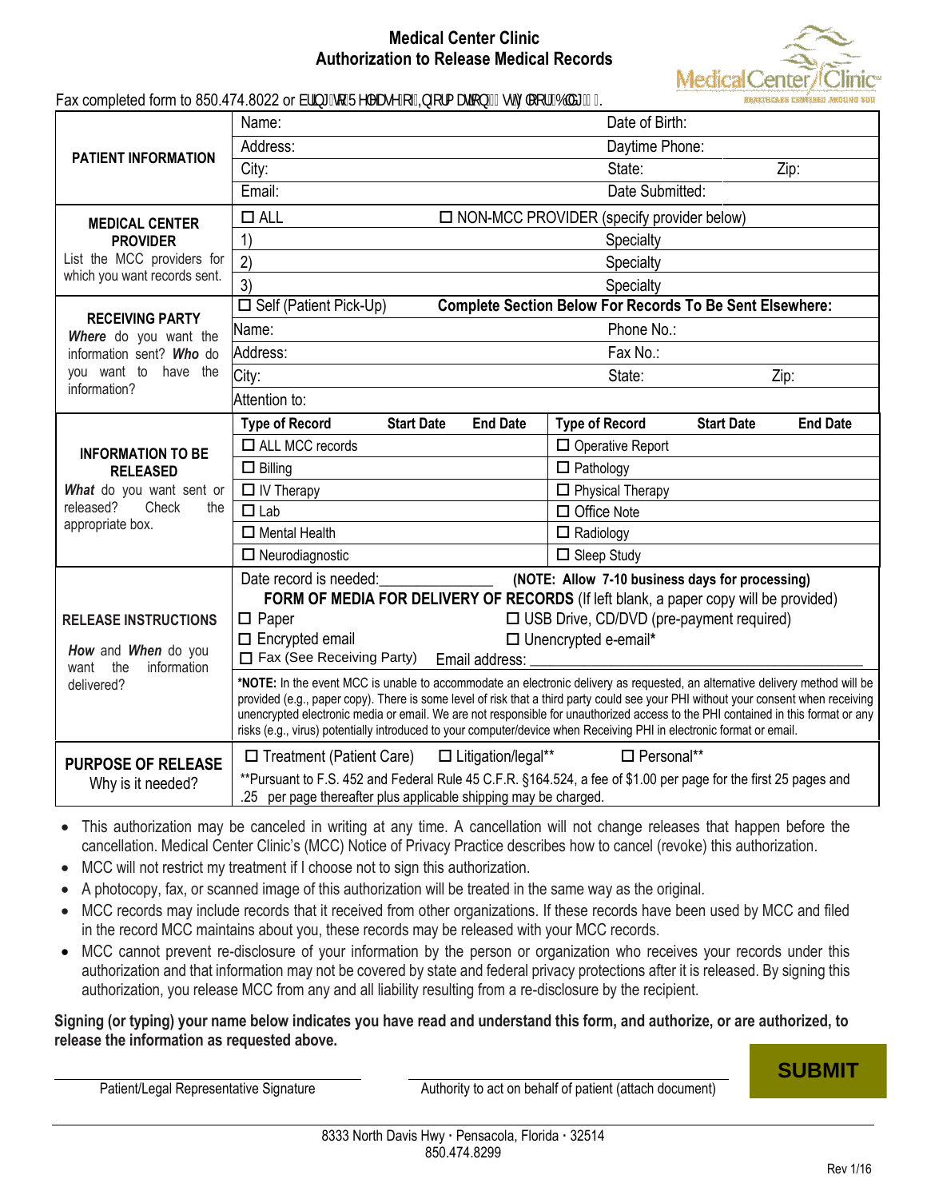# Medical Center Clinic
## Authorization to Release Medical Records

Fax completed form to 850.474.8022 or EULQJWR5HOHDVHRI,QIRUPDWLRQ,VWUIVRUDUWDPHQW.

| | | | |
|---|---|---|---|
| **PATIENT INFORMATION** | Name: | Date of Birth: | |
| | Address: | Daytime Phone: | |
| | City: | State: | Zip: |
| | Email: | Date Submitted: | |
| **MEDICAL CENTER PROVIDER** List the MCC providers for which you want records sent. | ☐ ALL | ☐ NON-MCC PROVIDER (specify provider below) | |
| | 1) | Specialty | |
| | 2) | Specialty | |
| | 3) | Specialty | |
| **RECEIVING PARTY** *Where* do you want the information sent? *Who* do you want to have the information? | ☐ Self (Patient Pick-Up) | **Complete Section Below For Records To Be Sent Elsewhere:** | |
| | Name: | Phone No.: | |
| | Address: | Fax No.: | |
| | City: | State: | Zip: |
| | Attention to: | | |

| **INFORMATION TO BE RELEASED** | **Type of Record** | **Start Date** | **End Date** | **Type of Record** | **Start Date** | **End Date** |
|---|---|---|---|---|---|---|
| *What* do you want sent or released? Check the appropriate box. | ☐ ALL MCC records | | | ☐ Operative Report | | |
| | ☐ Billing | | | ☐ Pathology | | |
| | ☐ IV Therapy | | | ☐ Physical Therapy | | |
| | ☐ Lab | | | ☐ Office Note | | |
| | ☐ Mental Health | | | ☐ Radiology | | |
| | ☐ Neurodiagnostic | | | ☐ Sleep Study | | |

**RELEASE INSTRUCTIONS**

*How* and *When* do you want the information delivered?

Date record is needed:______________ **(NOTE: Allow 7-10 business days for processing)**

**FORM OF MEDIA FOR DELIVERY OF RECORDS** (If left blank, a paper copy will be provided)

☐ Paper ☐ USB Drive, CD/DVD (pre-payment required)

☐ Encrypted email ☐ Unencrypted e-email*

☐ Fax (See Receiving Party) Email address: ______________________________

***NOTE:** In the event MCC is unable to accommodate an electronic delivery as requested, an alternative delivery method will be provided (e.g., paper copy). There is some level of risk that a third party could see your PHI without your consent when receiving unencrypted electronic media or email. We are not responsible for unauthorized access to the PHI contained in this format or any risks (e.g., virus) potentially introduced to your computer/device when Receiving PHI in electronic format or email.

**PURPOSE OF RELEASE**

Why is it needed?

☐ Treatment (Patient Care) ☐ Litigation/legal** ☐ Personal**

**Pursuant to F.S. 452 and Federal Rule 45 C.F.R. §164.524, a fee of $1.00 per page for the first 25 pages and .25 per page thereafter plus applicable shipping may be charged.

- This authorization may be canceled in writing at any time. A cancellation will not change releases that happen before the cancellation. Medical Center Clinic's (MCC) Notice of Privacy Practice describes how to cancel (revoke) this authorization.
- MCC will not restrict my treatment if I choose not to sign this authorization.
- A photocopy, fax, or scanned image of this authorization will be treated in the same way as the original.
- MCC records may include records that it received from other organizations. If these records have been used by MCC and filed in the record MCC maintains about you, these records may be released with your MCC records.
- MCC cannot prevent re-disclosure of your information by the person or organization who receives your records under this authorization and that information may not be covered by state and federal privacy protections after it is released. By signing this authorization, you release MCC from any and all liability resulting from a re-disclosure by the recipient.

**Signing (or typing) your name below indicates you have read and understand this form, and authorize, or are authorized, to release the information as requested above.**

______________________________ Patient/Legal Representative Signature

______________________________ Authority to act on behalf of patient (attach document)

**SUBMIT**

8333 North Davis Hwy · Pensacola, Florida · 32514
850.474.8299

Rev 1/16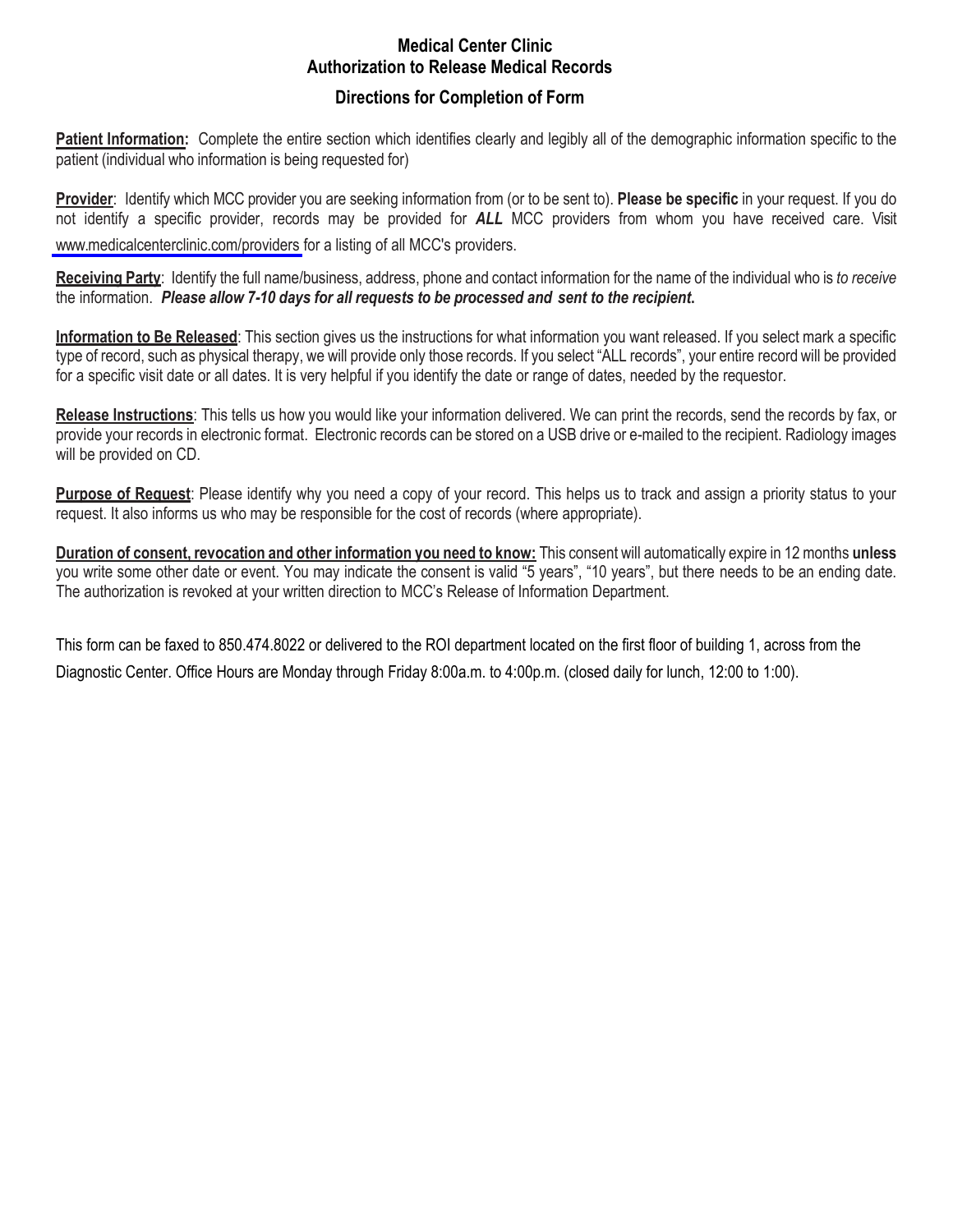# Medical Center Clinic
## Authorization to Release Medical Records
### Directions for Completion of Form

**Patient Information:** Complete the entire section which identifies clearly and legibly all of the demographic information specific to the patient (individual who information is being requested for)

**Provider**: Identify which MCC provider you are seeking information from (or to be sent to). **Please be specific** in your request. If you do not identify a specific provider, records may be provided for ***ALL*** MCC providers from whom you have received care. Visit www.medicalcenterclinic.com/providers for a listing of all MCC's providers.

**Receiving Party**: Identify the full name/business, address, phone and contact information for the name of the individual who is *to receive* the information. ***Please allow 7-10 days for all requests to be processed and sent to the recipient.***

**Information to Be Released**: This section gives us the instructions for what information you want released. If you select mark a specific type of record, such as physical therapy, we will provide only those records. If you select "ALL records", your entire record will be provided for a specific visit date or all dates. It is very helpful if you identify the date or range of dates, needed by the requestor.

**Release Instructions**: This tells us how you would like your information delivered. We can print the records, send the records by fax, or provide your records in electronic format. Electronic records can be stored on a USB drive or e-mailed to the recipient. Radiology images will be provided on CD.

**Purpose of Request**: Please identify why you need a copy of your record. This helps us to track and assign a priority status to your request. It also informs us who may be responsible for the cost of records (where appropriate).

**Duration of consent, revocation and other information you need to know:** This consent will automatically expire in 12 months **unless** you write some other date or event. You may indicate the consent is valid "5 years", "10 years", but there needs to be an ending date. The authorization is revoked at your written direction to MCC's Release of Information Department.

This form can be faxed to 850.474.8022 or delivered to the ROI department located on the first floor of building 1, across from the Diagnostic Center. Office Hours are Monday through Friday 8:00a.m. to 4:00p.m. (closed daily for lunch, 12:00 to 1:00).